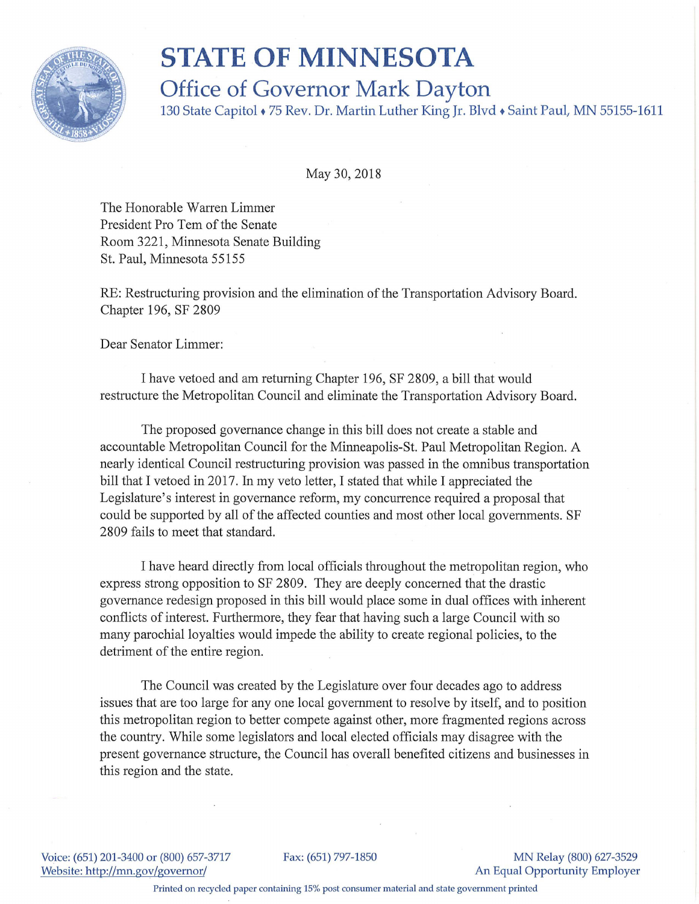# STATE OF MINNESOTA

## Office of Governor Mark Dayton

130 State Capitol ♦ 75 Rev. Dr. Martin Luther King Jr. Blvd ♦ Saint Paul, MN 55155-1611

May 30, 2018

The Honorable Warren Limmer
President Pro Tem of the Senate
Room 3221, Minnesota Senate Building
St. Paul, Minnesota 55155

RE: Restructuring provision and the elimination of the Transportation Advisory Board. Chapter 196, SF 2809

Dear Senator Limmer:

I have vetoed and am returning Chapter 196, SF 2809, a bill that would restructure the Metropolitan Council and eliminate the Transportation Advisory Board.

The proposed governance change in this bill does not create a stable and accountable Metropolitan Council for the Minneapolis-St. Paul Metropolitan Region. A nearly identical Council restructuring provision was passed in the omnibus transportation bill that I vetoed in 2017. In my veto letter, I stated that while I appreciated the Legislature's interest in governance reform, my concurrence required a proposal that could be supported by all of the affected counties and most other local governments. SF 2809 fails to meet that standard.

I have heard directly from local officials throughout the metropolitan region, who express strong opposition to SF 2809. They are deeply concerned that the drastic governance redesign proposed in this bill would place some in dual offices with inherent conflicts of interest. Furthermore, they fear that having such a large Council with so many parochial loyalties would impede the ability to create regional policies, to the detriment of the entire region.

The Council was created by the Legislature over four decades ago to address issues that are too large for any one local government to resolve by itself, and to position this metropolitan region to better compete against other, more fragmented regions across the country. While some legislators and local elected officials may disagree with the present governance structure, the Council has overall benefited citizens and businesses in this region and the state.

Voice: (651) 201-3400 or (800) 657-3717 Fax: (651) 797-1850 MN Relay (800) 627-3529
Website: http://mn.gov/governor/ An Equal Opportunity Employer

Printed on recycled paper containing 15% post consumer material and state government printed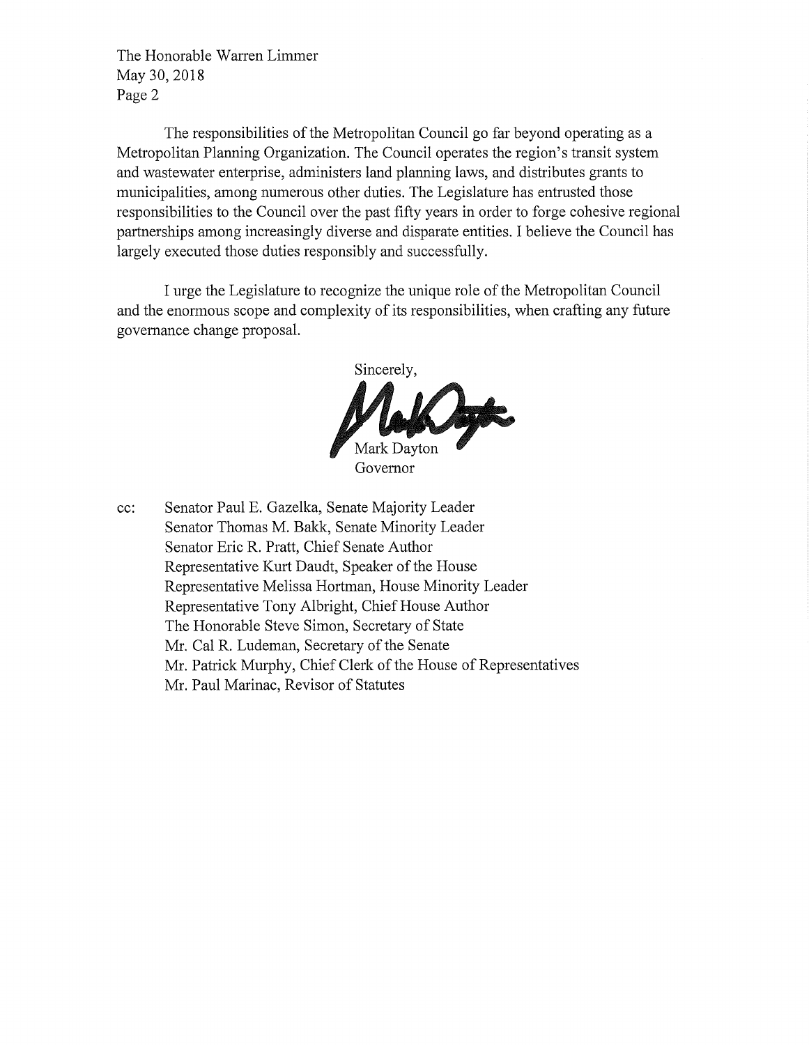The responsibilities of the Metropolitan Council go far beyond operating as a Metropolitan Planning Organization. The Council operates the region's transit system and wastewater enterprise, administers land planning laws, and distributes grants to municipalities, among numerous other duties. The Legislature has entrusted those responsibilities to the Council over the past fifty years in order to forge cohesive regional partnerships among increasingly diverse and disparate entities. I believe the Council has largely executed those duties responsibly and successfully.

I urge the Legislature to recognize the unique role of the Metropolitan Council and the enormous scope and complexity of its responsibilities, when crafting any future governance change proposal.

Sincerely,

Mark Dayton
Governor

cc: Senator Paul E. Gazelka, Senate Majority Leader
Senator Thomas M. Bakk, Senate Minority Leader
Senator Eric R. Pratt, Chief Senate Author
Representative Kurt Daudt, Speaker of the House
Representative Melissa Hortman, House Minority Leader
Representative Tony Albright, Chief House Author
The Honorable Steve Simon, Secretary of State
Mr. Cal R. Ludeman, Secretary of the Senate
Mr. Patrick Murphy, Chief Clerk of the House of Representatives
Mr. Paul Marinac, Revisor of Statutes